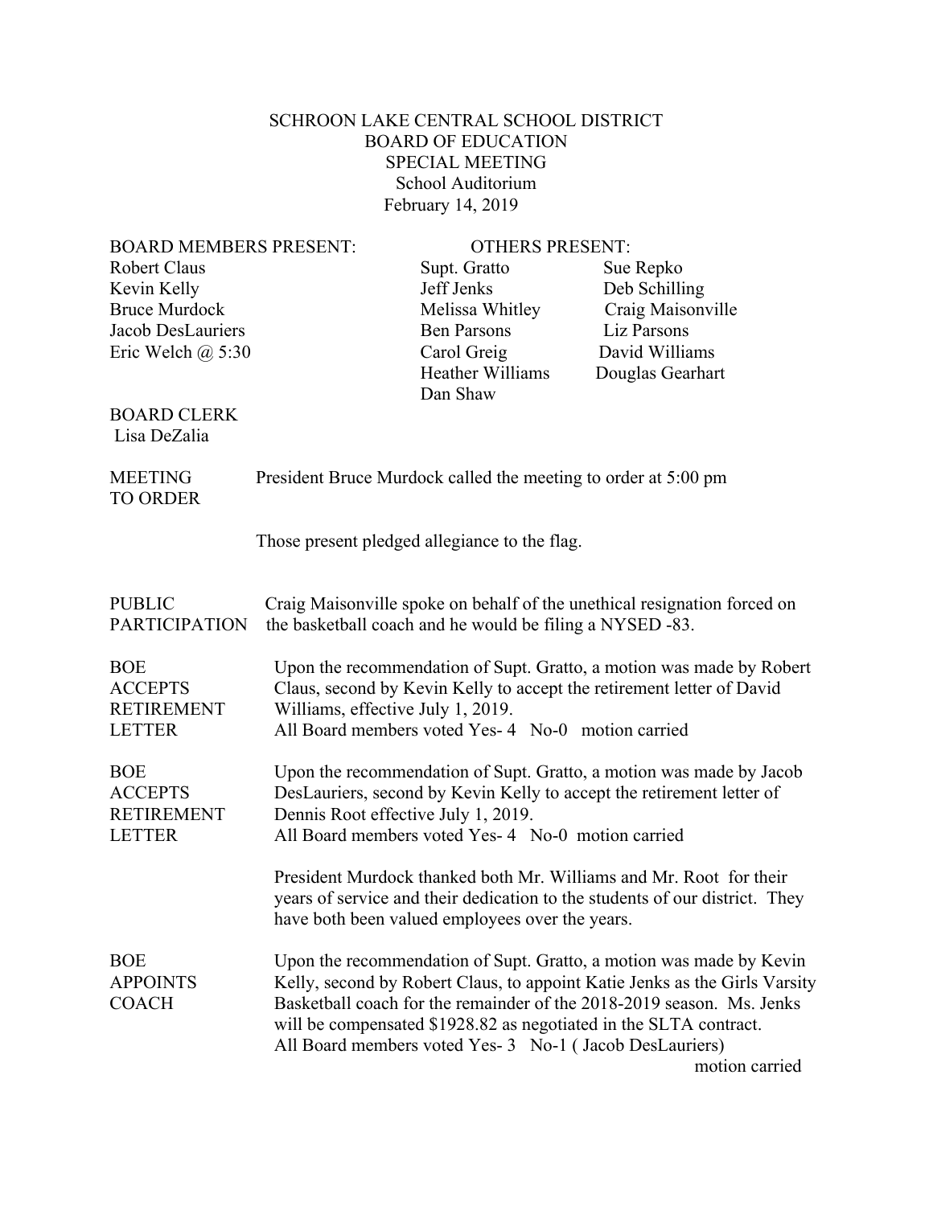# SCHROON LAKE CENTRAL SCHOOL DISTRICT
## BOARD OF EDUCATION
## SPECIAL MEETING
School Auditorium
February 14, 2019

| BOARD MEMBERS PRESENT: | OTHERS PRESENT: | |
|---|---|---|
| Robert Claus | Supt. Gratto | Sue Repko |
| Kevin Kelly | Jeff Jenks | Deb Schilling |
| Bruce Murdock | Melissa Whitley | Craig Maisonville |
| Jacob DesLauriers | Ben Parsons | Liz Parsons |
| Eric Welch @ 5:30 | Carol Greig | David Williams |
| | Heather Williams | Douglas Gearhart |
| | Dan Shaw | |

BOARD CLERK
Lisa DeZalia

**MEETING TO ORDER**

President Bruce Murdock called the meeting to order at 5:00 pm

Those present pledged allegiance to the flag.

**PUBLIC PARTICIPATION**

Craig Maisonville spoke on behalf of the unethical resignation forced on the basketball coach and he would be filing a NYSED -83.

**BOE ACCEPTS RETIREMENT LETTER**

Upon the recommendation of Supt. Gratto, a motion was made by Robert Claus, second by Kevin Kelly to accept the retirement letter of David Williams, effective July 1, 2019.
All Board members voted Yes- 4 No-0 motion carried

**BOE ACCEPTS RETIREMENT LETTER**

Upon the recommendation of Supt. Gratto, a motion was made by Jacob DesLauriers, second by Kevin Kelly to accept the retirement letter of Dennis Root effective July 1, 2019.
All Board members voted Yes- 4 No-0 motion carried

President Murdock thanked both Mr. Williams and Mr. Root for their years of service and their dedication to the students of our district. They have both been valued employees over the years.

**BOE APPOINTS COACH**

Upon the recommendation of Supt. Gratto, a motion was made by Kevin Kelly, second by Robert Claus, to appoint Katie Jenks as the Girls Varsity Basketball coach for the remainder of the 2018-2019 season. Ms. Jenks will be compensated $1928.82 as negotiated in the SLTA contract.
All Board members voted Yes- 3 No-1 ( Jacob DesLauriers)
motion carried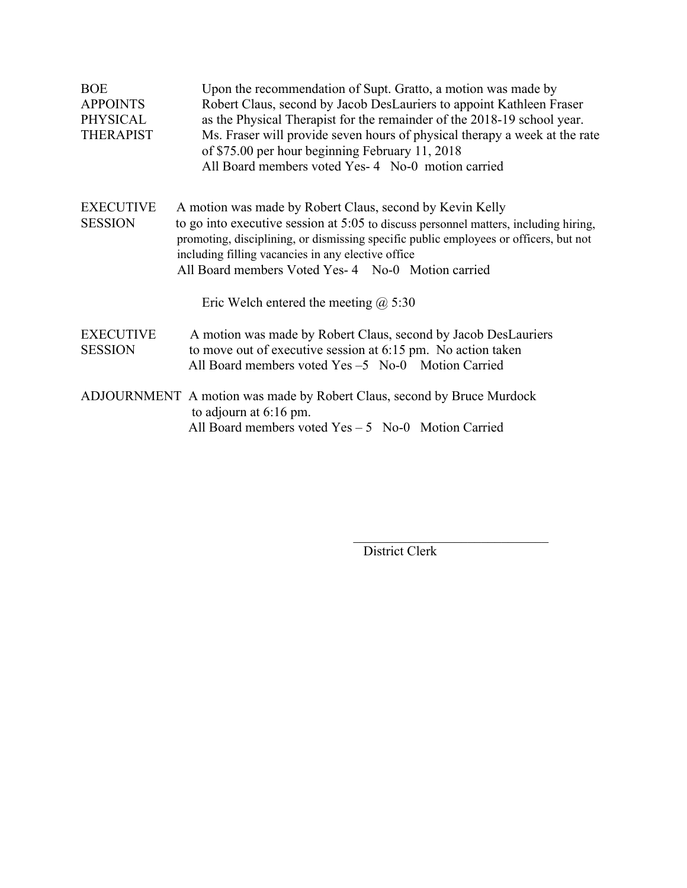**BOE APPOINTS PHYSICAL THERAPIST**

Upon the recommendation of Supt. Gratto, a motion was made by Robert Claus, second by Jacob DesLauriers to appoint Kathleen Fraser as the Physical Therapist for the remainder of the 2018-19 school year. Ms. Fraser will provide seven hours of physical therapy a week at the rate of $75.00 per hour beginning February 11, 2018

All Board members voted Yes- 4 No-0 motion carried

**EXECUTIVE SESSION**

A motion was made by Robert Claus, second by Kevin Kelly to go into executive session at 5:05 to discuss personnel matters, including hiring, promoting, disciplining, or dismissing specific public employees or officers, but not including filling vacancies in any elective office

All Board members Voted Yes- 4 No-0 Motion carried

Eric Welch entered the meeting @ 5:30

**EXECUTIVE SESSION**

A motion was made by Robert Claus, second by Jacob DesLauriers to move out of executive session at 6:15 pm. No action taken

All Board members voted Yes –5 No-0 Motion Carried

**ADJOURNMENT**

A motion was made by Robert Claus, second by Bruce Murdock to adjourn at 6:16 pm.

All Board members voted Yes – 5 No-0 Motion Carried

\_\_\_\_\_\_\_\_\_\_\_\_\_\_\_\_\_\_\_\_\_\_\_\_\_\_\_\_\_\_

District Clerk